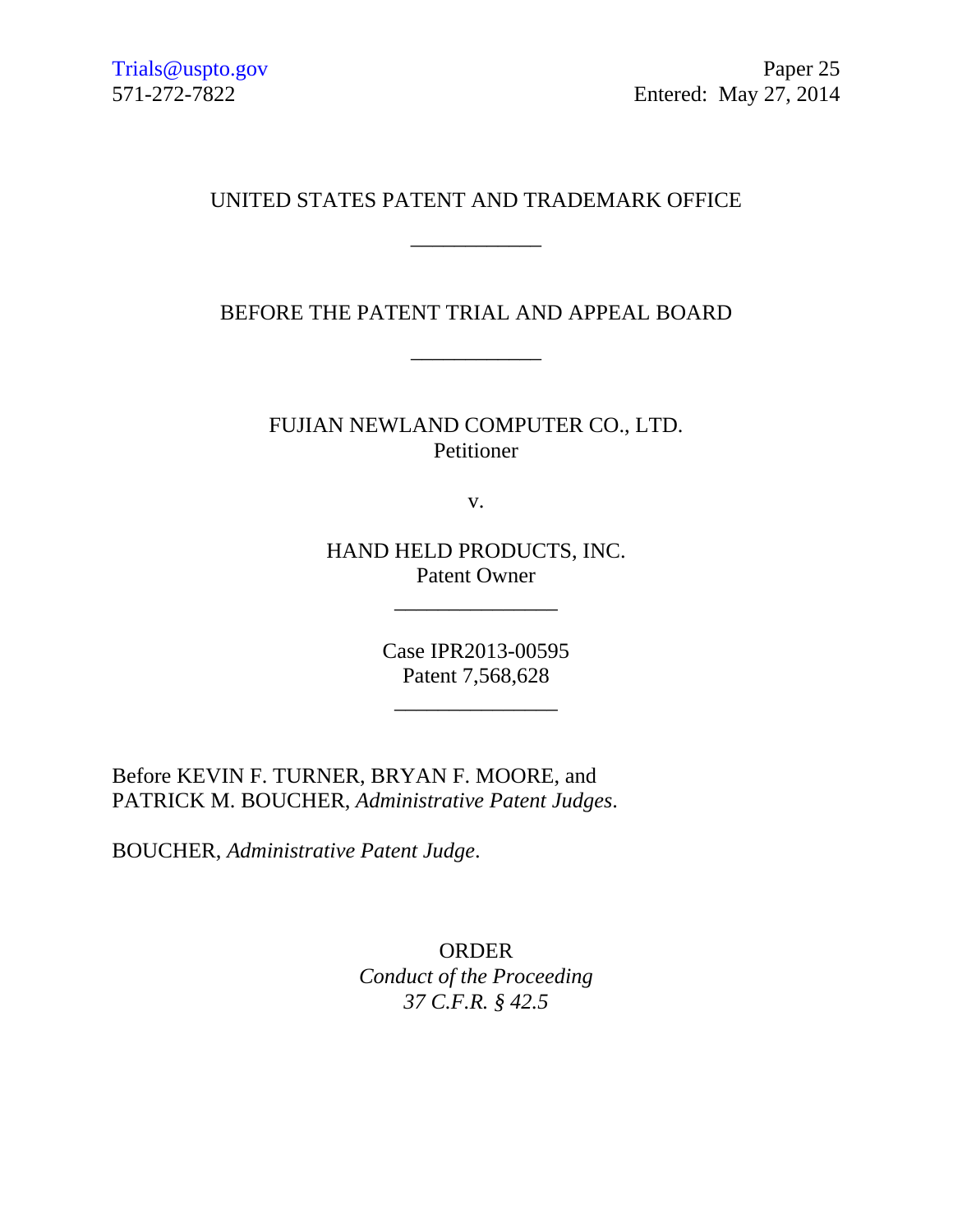Trials@uspto.gov
571-272-7822

Paper 25
Entered: May 27, 2014

UNITED STATES PATENT AND TRADEMARK OFFICE

____________

BEFORE THE PATENT TRIAL AND APPEAL BOARD

____________

FUJIAN NEWLAND COMPUTER CO., LTD.
Petitioner

v.

HAND HELD PRODUCTS, INC.
Patent Owner

_______________

Case IPR2013-00595
Patent 7,568,628

_______________

Before KEVIN F. TURNER, BRYAN F. MOORE, and PATRICK M. BOUCHER, *Administrative Patent Judges*.

BOUCHER, *Administrative Patent Judge*.

ORDER
*Conduct of the Proceeding*
*37 C.F.R. § 42.5*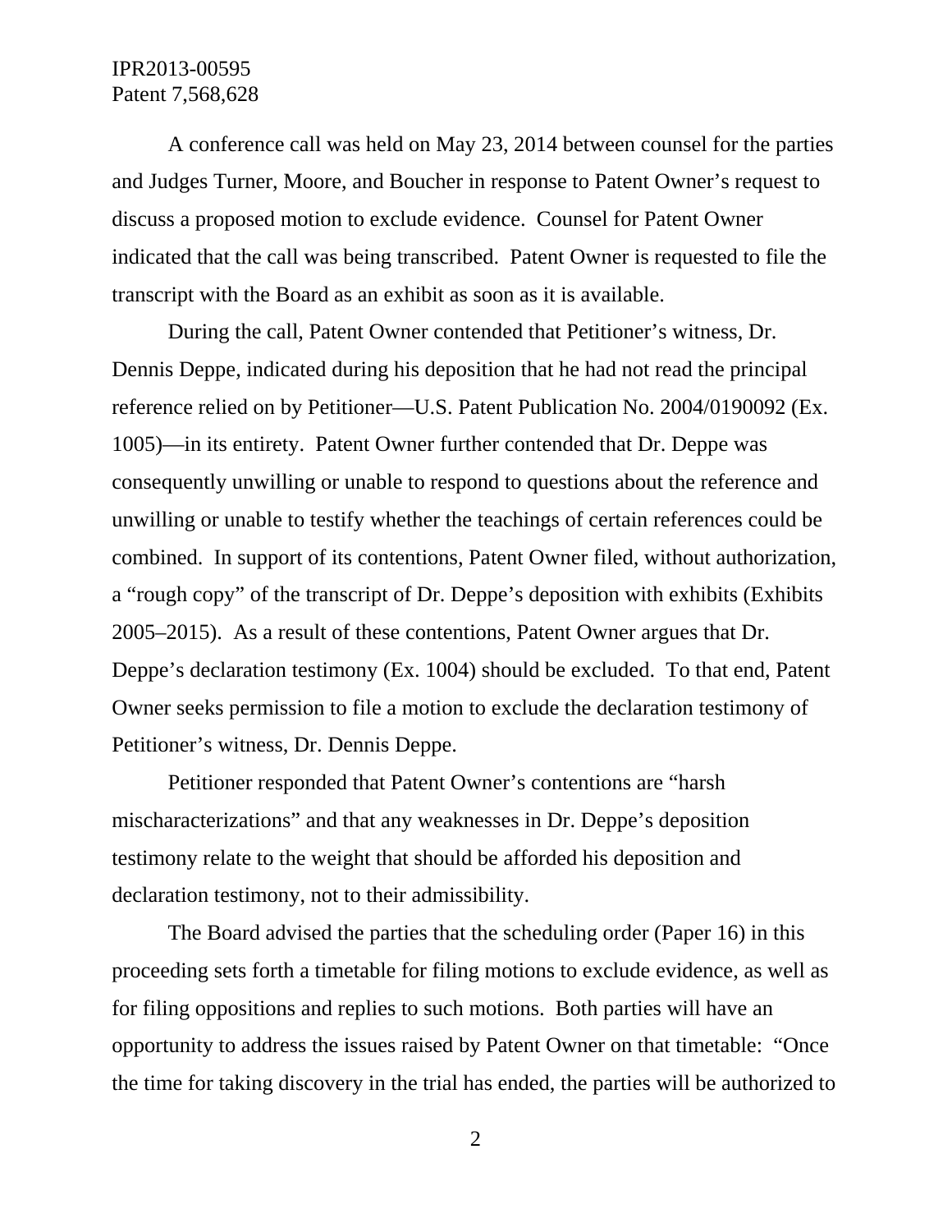A conference call was held on May 23, 2014 between counsel for the parties and Judges Turner, Moore, and Boucher in response to Patent Owner's request to discuss a proposed motion to exclude evidence. Counsel for Patent Owner indicated that the call was being transcribed. Patent Owner is requested to file the transcript with the Board as an exhibit as soon as it is available.

During the call, Patent Owner contended that Petitioner's witness, Dr. Dennis Deppe, indicated during his deposition that he had not read the principal reference relied on by Petitioner—U.S. Patent Publication No. 2004/0190092 (Ex. 1005)—in its entirety. Patent Owner further contended that Dr. Deppe was consequently unwilling or unable to respond to questions about the reference and unwilling or unable to testify whether the teachings of certain references could be combined. In support of its contentions, Patent Owner filed, without authorization, a "rough copy" of the transcript of Dr. Deppe's deposition with exhibits (Exhibits 2005–2015). As a result of these contentions, Patent Owner argues that Dr. Deppe's declaration testimony (Ex. 1004) should be excluded. To that end, Patent Owner seeks permission to file a motion to exclude the declaration testimony of Petitioner's witness, Dr. Dennis Deppe.

Petitioner responded that Patent Owner's contentions are "harsh mischaracterizations" and that any weaknesses in Dr. Deppe's deposition testimony relate to the weight that should be afforded his deposition and declaration testimony, not to their admissibility.

The Board advised the parties that the scheduling order (Paper 16) in this proceeding sets forth a timetable for filing motions to exclude evidence, as well as for filing oppositions and replies to such motions. Both parties will have an opportunity to address the issues raised by Patent Owner on that timetable: "Once the time for taking discovery in the trial has ended, the parties will be authorized to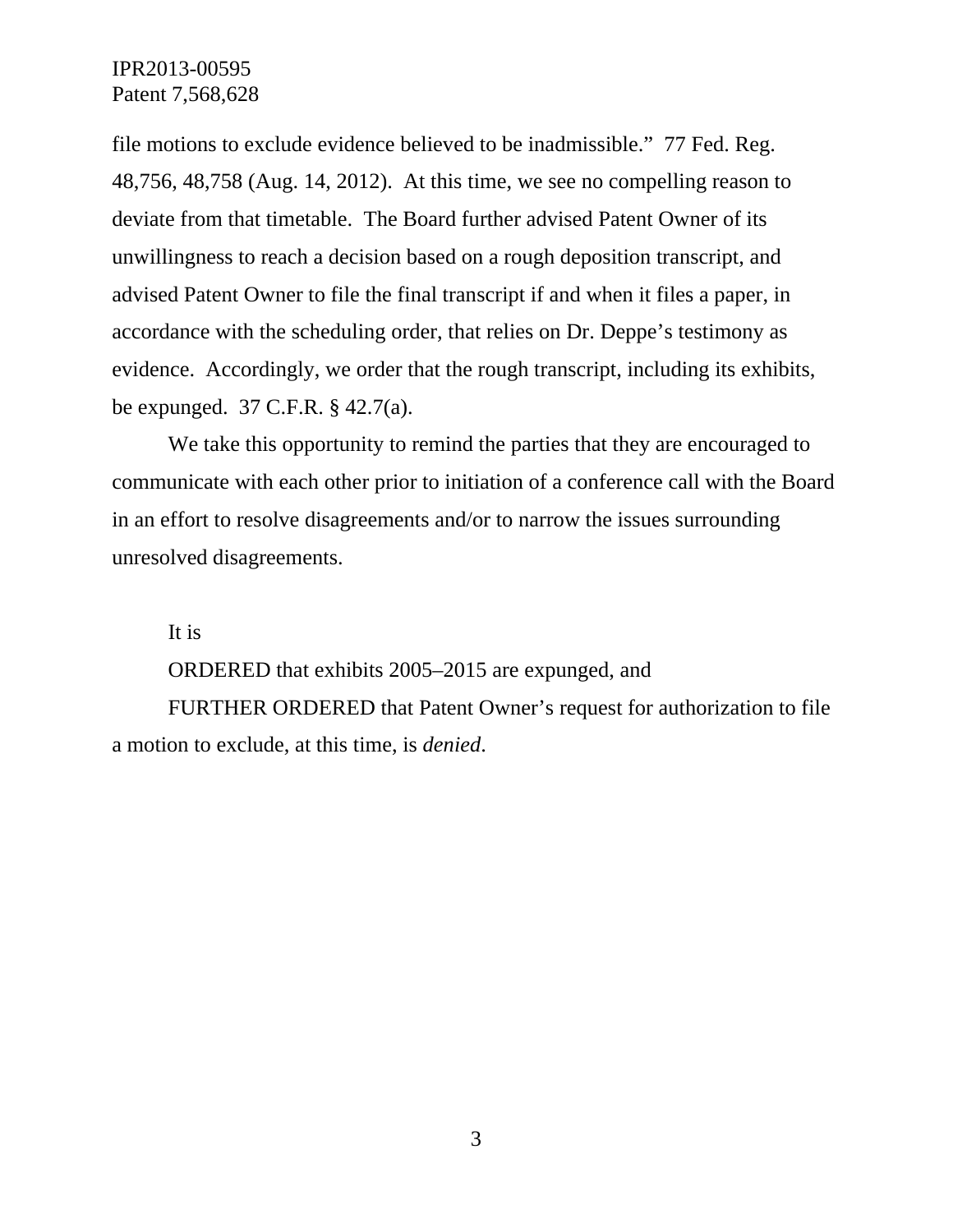file motions to exclude evidence believed to be inadmissible." 77 Fed. Reg. 48,756, 48,758 (Aug. 14, 2012). At this time, we see no compelling reason to deviate from that timetable. The Board further advised Patent Owner of its unwillingness to reach a decision based on a rough deposition transcript, and advised Patent Owner to file the final transcript if and when it files a paper, in accordance with the scheduling order, that relies on Dr. Deppe's testimony as evidence. Accordingly, we order that the rough transcript, including its exhibits, be expunged. 37 C.F.R. § 42.7(a).

We take this opportunity to remind the parties that they are encouraged to communicate with each other prior to initiation of a conference call with the Board in an effort to resolve disagreements and/or to narrow the issues surrounding unresolved disagreements.

It is

ORDERED that exhibits 2005–2015 are expunged, and

FURTHER ORDERED that Patent Owner's request for authorization to file a motion to exclude, at this time, is *denied*.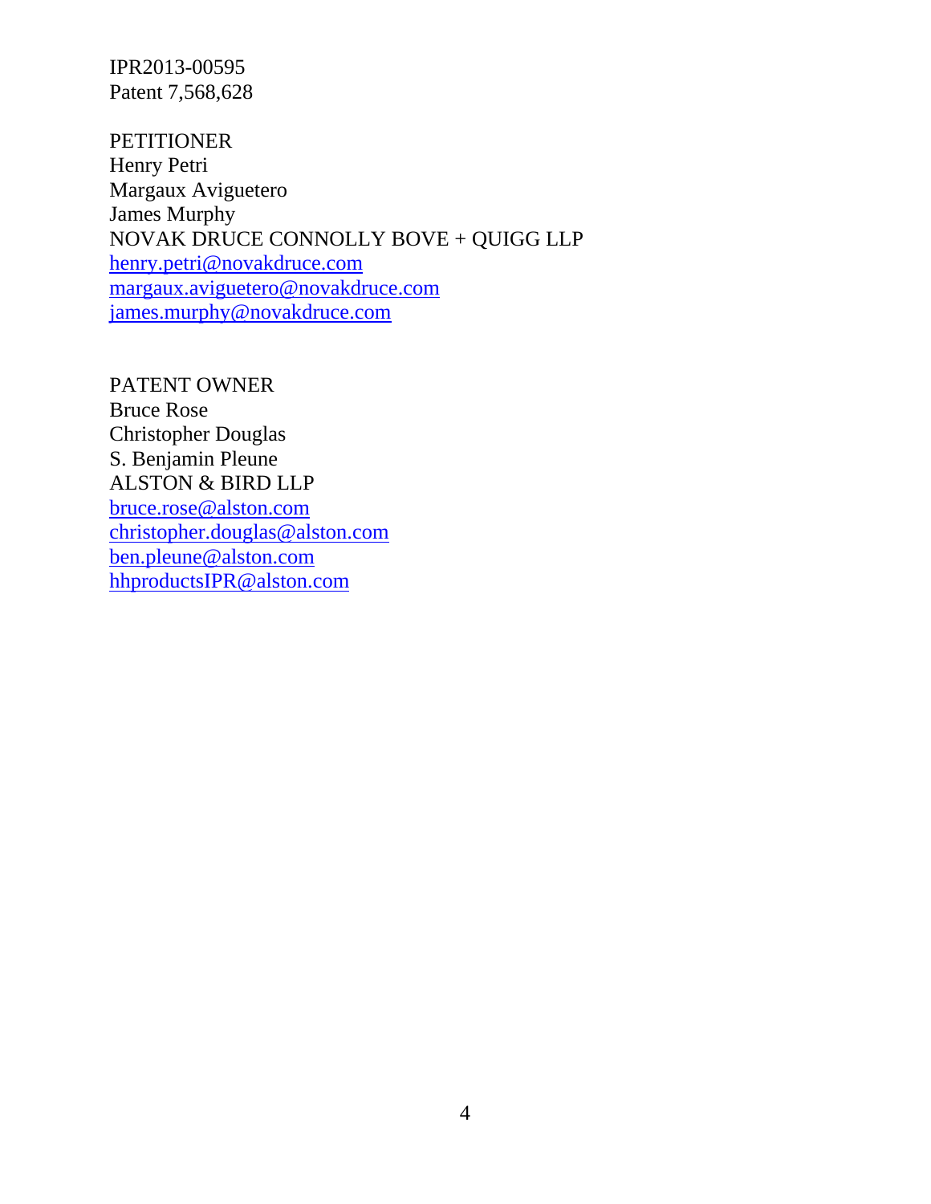IPR2013-00595
Patent 7,568,628

PETITIONER
Henry Petri
Margaux Aviguetero
James Murphy
NOVAK DRUCE CONNOLLY BOVE + QUIGG LLP
henry.petri@novakdruce.com
margaux.aviguetero@novakdruce.com
james.murphy@novakdruce.com

PATENT OWNER
Bruce Rose
Christopher Douglas
S. Benjamin Pleune
ALSTON & BIRD LLP
bruce.rose@alston.com
christopher.douglas@alston.com
ben.pleune@alston.com
hhproductsIPR@alston.com